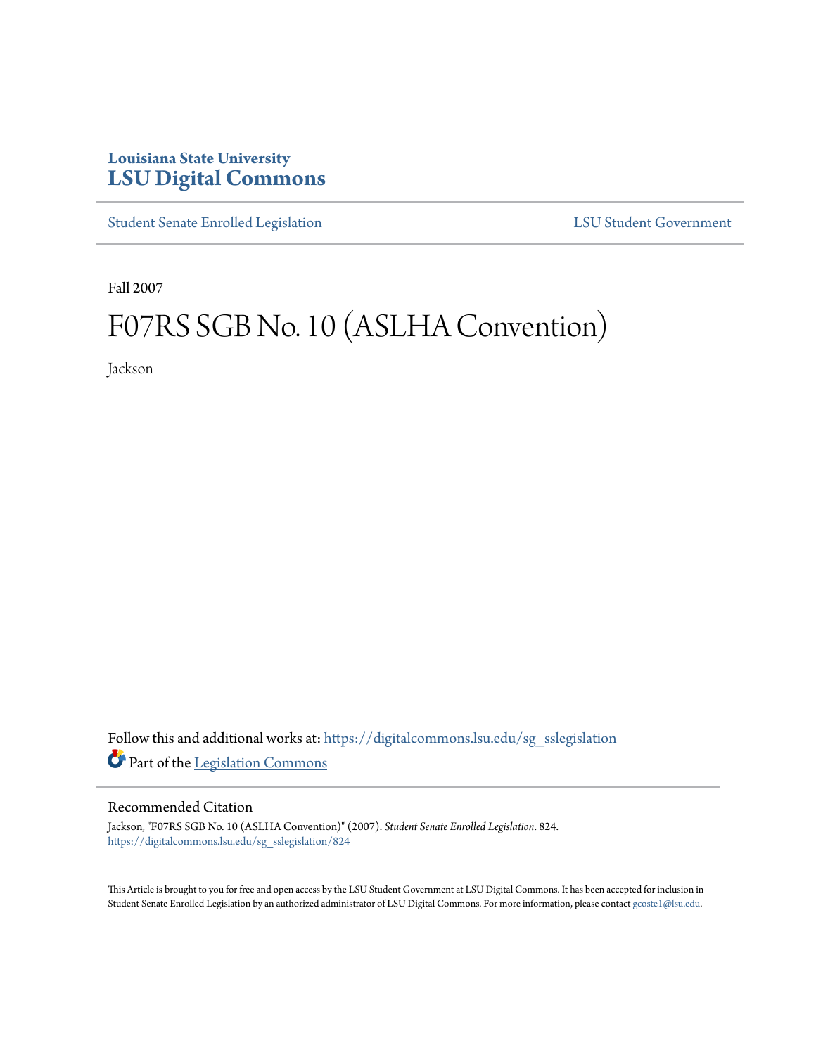Louisiana State University
# LSU Digital Commons

Student Senate Enrolled Legislation | LSU Student Government

Fall 2007

# F07RS SGB No. 10 (ASLHA Convention)

Jackson

Follow this and additional works at: https://digitalcommons.lsu.edu/sg_sslegislation

Part of the Legislation Commons

## Recommended Citation

Jackson, "F07RS SGB No. 10 (ASLHA Convention)" (2007). *Student Senate Enrolled Legislation*. 824.
https://digitalcommons.lsu.edu/sg_sslegislation/824

This Article is brought to you for free and open access by the LSU Student Government at LSU Digital Commons. It has been accepted for inclusion in Student Senate Enrolled Legislation by an authorized administrator of LSU Digital Commons. For more information, please contact gcoste1@lsu.edu.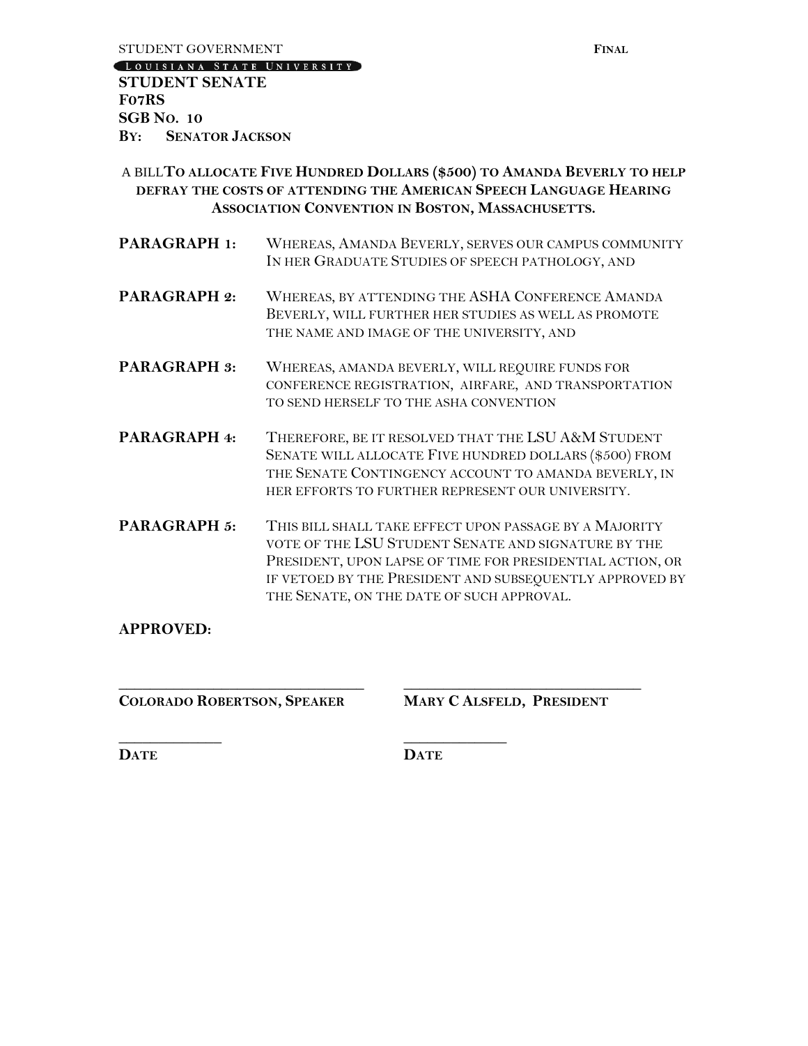STUDENT GOVERNMENT **FINAL**

LOUISIANA STATE UNIVERSITY

**STUDENT SENATE**
**F07RS**
**SGB NO. 10**
**BY: SENATOR JACKSON**

A BILL **TO ALLOCATE FIVE HUNDRED DOLLARS ($500) TO AMANDA BEVERLY TO HELP DEFRAY THE COSTS OF ATTENDING THE AMERICAN SPEECH LANGUAGE HEARING ASSOCIATION CONVENTION IN BOSTON, MASSACHUSETTS.**

**PARAGRAPH 1:** WHEREAS, AMANDA BEVERLY, SERVES OUR CAMPUS COMMUNITY IN HER GRADUATE STUDIES OF SPEECH PATHOLOGY, AND

**PARAGRAPH 2:** WHEREAS, BY ATTENDING THE ASHA CONFERENCE AMANDA BEVERLY, WILL FURTHER HER STUDIES AS WELL AS PROMOTE THE NAME AND IMAGE OF THE UNIVERSITY, AND

**PARAGRAPH 3:** WHEREAS, AMANDA BEVERLY, WILL REQUIRE FUNDS FOR CONFERENCE REGISTRATION, AIRFARE, AND TRANSPORTATION TO SEND HERSELF TO THE ASHA CONVENTION

**PARAGRAPH 4:** THEREFORE, BE IT RESOLVED THAT THE LSU A&M STUDENT SENATE WILL ALLOCATE FIVE HUNDRED DOLLARS ($500) FROM THE SENATE CONTINGENCY ACCOUNT TO AMANDA BEVERLY, IN HER EFFORTS TO FURTHER REPRESENT OUR UNIVERSITY.

**PARAGRAPH 5:** THIS BILL SHALL TAKE EFFECT UPON PASSAGE BY A MAJORITY VOTE OF THE LSU STUDENT SENATE AND SIGNATURE BY THE PRESIDENT, UPON LAPSE OF TIME FOR PRESIDENTIAL ACTION, OR IF VETOED BY THE PRESIDENT AND SUBSEQUENTLY APPROVED BY THE SENATE, ON THE DATE OF SUCH APPROVAL.

**APPROVED:**

______________________________ ______________________________
**COLORADO ROBERTSON, SPEAKER** **MARY C ALSFELD, PRESIDENT**

____________ ____________
**DATE** **DATE**